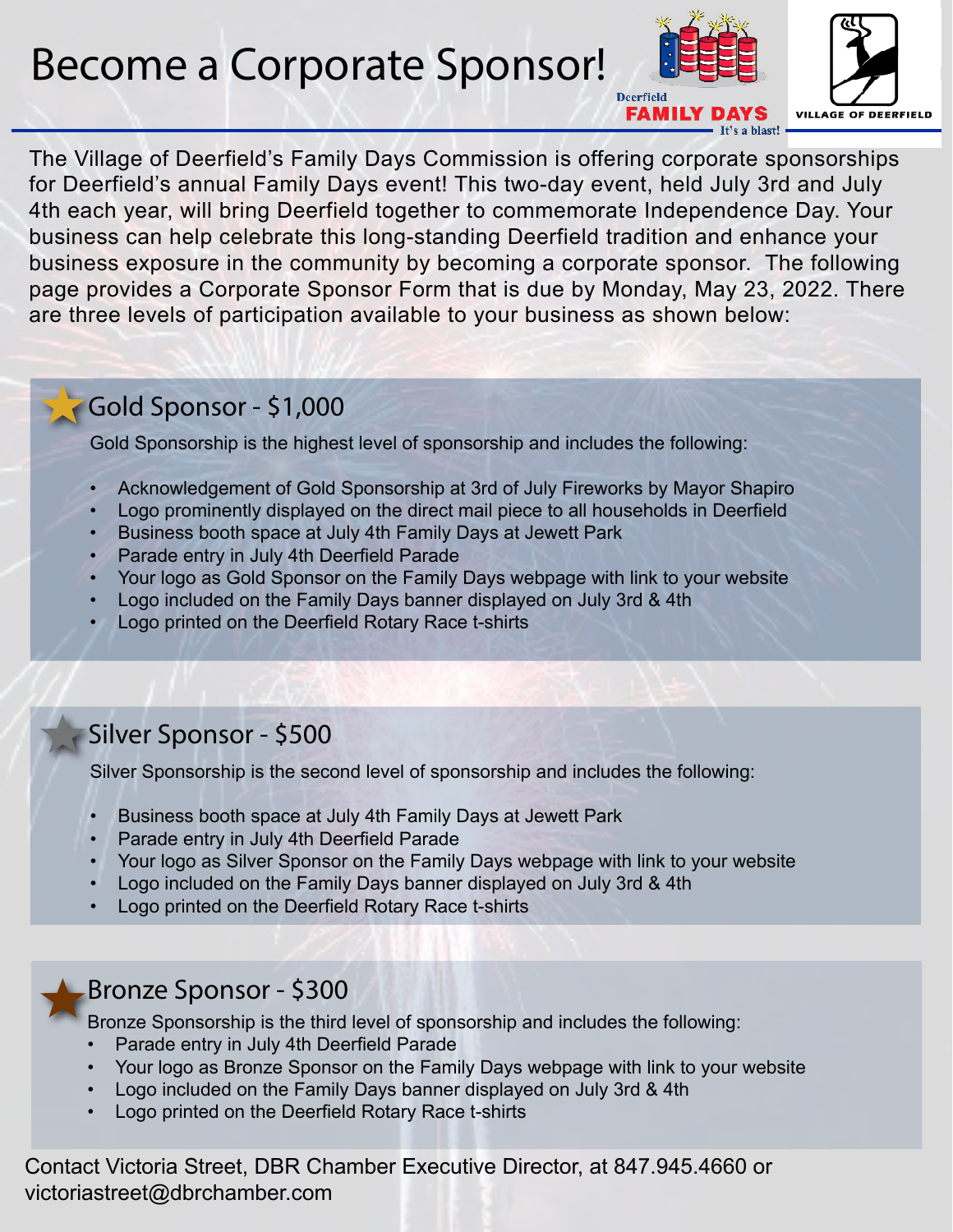# Become a Corporate Sponsor!

Deerfield FAMILY DAYS It's a blast!

VILLAGE OF DEERFIELD

The Village of Deerfield's Family Days Commission is offering corporate sponsorships for Deerfield's annual Family Days event! This two-day event, held July 3rd and July 4th each year, will bring Deerfield together to commemorate Independence Day. Your business can help celebrate this long-standing Deerfield tradition and enhance your business exposure in the community by becoming a corporate sponsor. The following page provides a Corporate Sponsor Form that is due by Monday, May 23, 2022. There are three levels of participation available to your business as shown below:

## Gold Sponsor - $1,000

Gold Sponsorship is the highest level of sponsorship and includes the following:

- Acknowledgement of Gold Sponsorship at 3rd of July Fireworks by Mayor Shapiro
- Logo prominently displayed on the direct mail piece to all households in Deerfield
- Business booth space at July 4th Family Days at Jewett Park
- Parade entry in July 4th Deerfield Parade
- Your logo as Gold Sponsor on the Family Days webpage with link to your website
- Logo included on the Family Days banner displayed on July 3rd & 4th
- Logo printed on the Deerfield Rotary Race t-shirts

## Silver Sponsor - $500

Silver Sponsorship is the second level of sponsorship and includes the following:

- Business booth space at July 4th Family Days at Jewett Park
- Parade entry in July 4th Deerfield Parade
- Your logo as Silver Sponsor on the Family Days webpage with link to your website
- Logo included on the Family Days banner displayed on July 3rd & 4th
- Logo printed on the Deerfield Rotary Race t-shirts

## Bronze Sponsor - $300

Bronze Sponsorship is the third level of sponsorship and includes the following:

- Parade entry in July 4th Deerfield Parade
- Your logo as Bronze Sponsor on the Family Days webpage with link to your website
- Logo included on the Family Days banner displayed on July 3rd & 4th
- Logo printed on the Deerfield Rotary Race t-shirts

Contact Victoria Street, DBR Chamber Executive Director, at 847.945.4660 or victoriastreet@dbrchamber.com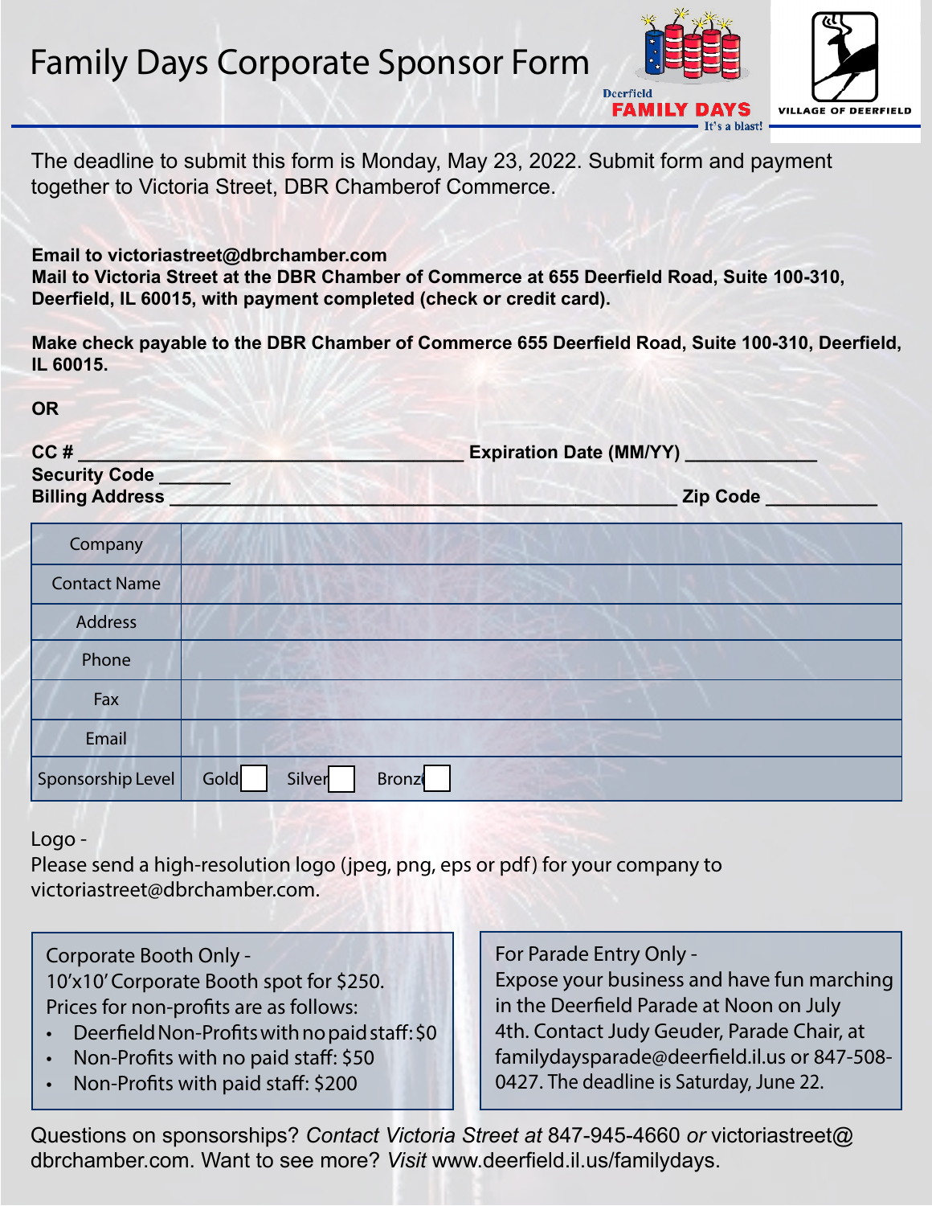# Family Days Corporate Sponsor Form

Deerfield FAMILY DAYS It's a blast!

VILLAGE OF DEERFIELD

The deadline to submit this form is Monday, May 23, 2022. Submit form and payment together to Victoria Street, DBR Chamberof Commerce.

**Email to victoriastreet@dbrchamber.com**
**Mail to Victoria Street at the DBR Chamber of Commerce at 655 Deerfield Road, Suite 100-310, Deerfield, IL 60015, with payment completed (check or credit card).**

**Make check payable to the DBR Chamber of Commerce 655 Deerfield Road, Suite 100-310, Deerfield, IL 60015.**

**OR**

**CC #** ______________________________________ **Expiration Date (MM/YY)** _____________
**Security Code** _______
**Billing Address** ____________________________________________________ **Zip Code** ___________

| | |
|---|---|
| Company | |
| Contact Name | |
| Address | |
| Phone | |
| Fax | |
| Email | |
| Sponsorship Level | Gold ☐ Silver ☐ Bronze ☐ |

Logo -
Please send a high-resolution logo (jpeg, png, eps or pdf) for your company to victoriastreet@dbrchamber.com.

Corporate Booth Only -
10'x10' Corporate Booth spot for $250.
Prices for non-profits are as follows:

- Deerfield Non-Profits with no paid staff: $0
- Non-Profits with no paid staff: $50
- Non-Profits with paid staff: $200

For Parade Entry Only -
Expose your business and have fun marching in the Deerfield Parade at Noon on July 4th. Contact Judy Geuder, Parade Chair, at familydaysparade@deerfield.il.us or 847-508-0427. The deadline is Saturday, June 22.

Questions on sponsorships? *Contact Victoria Street at* 847-945-4660 *or* victoriastreet@dbrchamber.com. Want to see more? *Visit* www.deerfield.il.us/familydays.